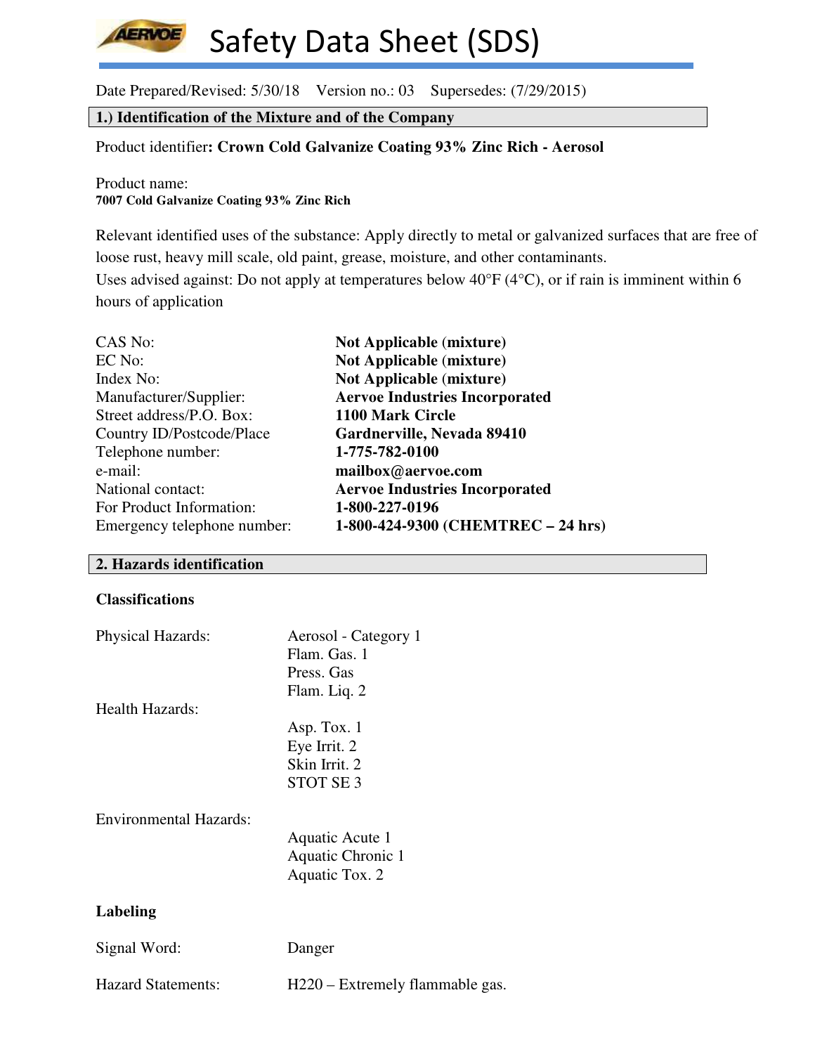# Safety Data Sheet (SDS)

Date Prepared/Revised: 5/30/18 Version no.: 03 Supersedes: (7/29/2015)

## 1.) Identification of the Mixture and of the Company

Product identifier**: Crown Cold Galvanize Coating 93% Zinc Rich - Aerosol**

Product name:
**7007 Cold Galvanize Coating 93% Zinc Rich**

Relevant identified uses of the substance: Apply directly to metal or galvanized surfaces that are free of loose rust, heavy mill scale, old paint, grease, moisture, and other contaminants.
Uses advised against: Do not apply at temperatures below 40°F (4°C), or if rain is imminent within 6 hours of application

| | |
|---|---|
| CAS No: | **Not Applicable (mixture)** |
| EC No: | **Not Applicable (mixture)** |
| Index No: | **Not Applicable (mixture)** |
| Manufacturer/Supplier: | **Aervoe Industries Incorporated** |
| Street address/P.O. Box: | **1100 Mark Circle** |
| Country ID/Postcode/Place | **Gardnerville, Nevada 89410** |
| Telephone number: | **1-775-782-0100** |
| e-mail: | **mailbox@aervoe.com** |
| National contact: | **Aervoe Industries Incorporated** |
| For Product Information: | **1-800-227-0196** |
| Emergency telephone number: | **1-800-424-9300 (CHEMTREC – 24 hrs)** |

## 2. Hazards identification

### Classifications

Physical Hazards:
- Aerosol - Category 1
- Flam. Gas. 1
- Press. Gas
- Flam. Liq. 2

Health Hazards:
- Asp. Tox. 1
- Eye Irrit. 2
- Skin Irrit. 2
- STOT SE 3

Environmental Hazards:
- Aquatic Acute 1
- Aquatic Chronic 1
- Aquatic Tox. 2

### Labeling

Signal Word: Danger

Hazard Statements: H220 – Extremely flammable gas.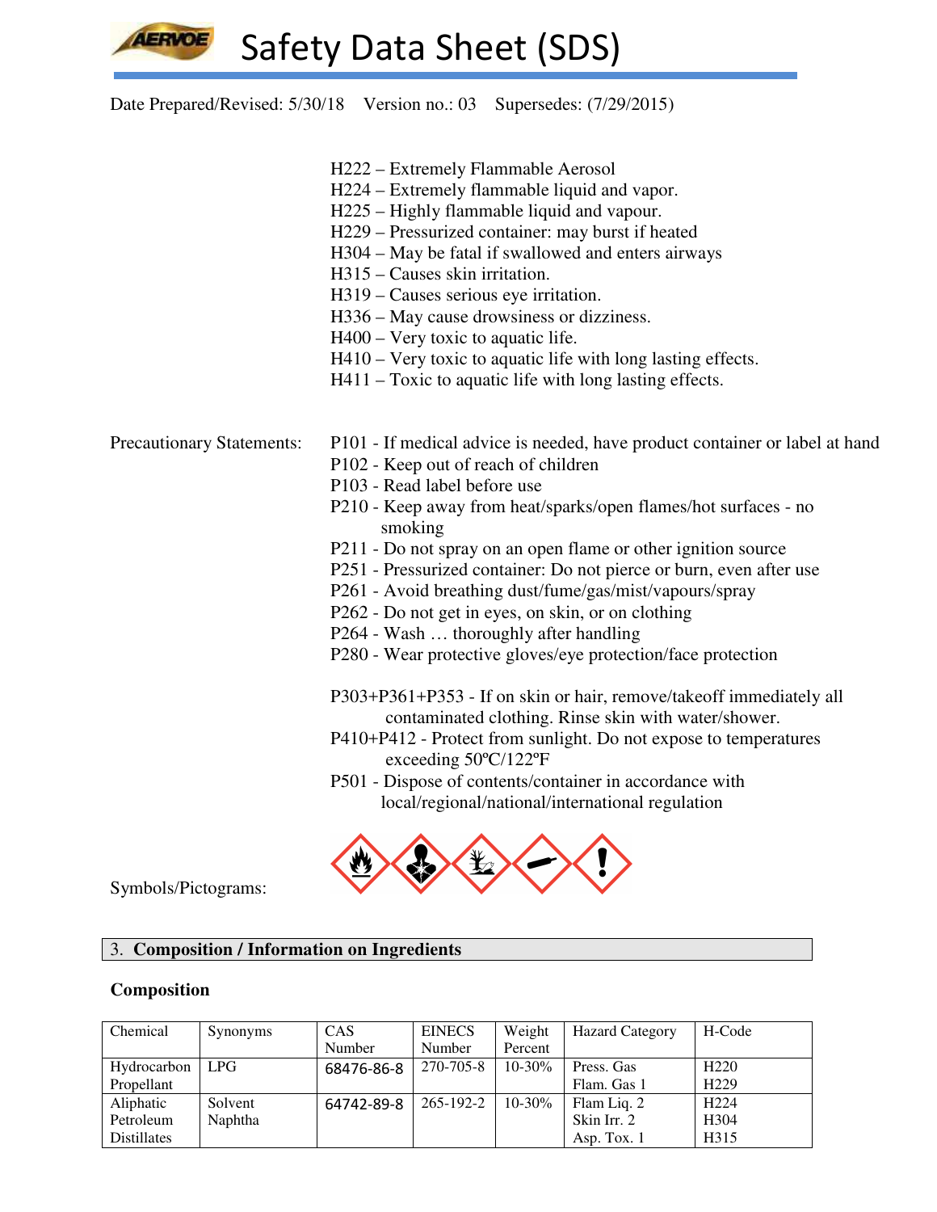H222 – Extremely Flammable Aerosol
H224 – Extremely flammable liquid and vapor.
H225 – Highly flammable liquid and vapour.
H229 – Pressurized container: may burst if heated
H304 – May be fatal if swallowed and enters airways
H315 – Causes skin irritation.
H319 – Causes serious eye irritation.
H336 – May cause drowsiness or dizziness.
H400 – Very toxic to aquatic life.
H410 – Very toxic to aquatic life with long lasting effects.
H411 – Toxic to aquatic life with long lasting effects.

Precautionary Statements:

P101 - If medical advice is needed, have product container or label at hand
P102 - Keep out of reach of children
P103 - Read label before use
P210 - Keep away from heat/sparks/open flames/hot surfaces - no smoking
P211 - Do not spray on an open flame or other ignition source
P251 - Pressurized container: Do not pierce or burn, even after use
P261 - Avoid breathing dust/fume/gas/mist/vapours/spray
P262 - Do not get in eyes, on skin, or on clothing
P264 - Wash … thoroughly after handling
P280 - Wear protective gloves/eye protection/face protection

P303+P361+P353 - If on skin or hair, remove/takeoff immediately all contaminated clothing. Rinse skin with water/shower.
P410+P412 - Protect from sunlight. Do not expose to temperatures exceeding 50ºC/122ºF
P501 - Dispose of contents/container in accordance with local/regional/national/international regulation

Symbols/Pictograms:

## 3. Composition / Information on Ingredients

### Composition

| Chemical | Synonyms | CAS Number | EINECS Number | Weight Percent | Hazard Category | H-Code |
|---|---|---|---|---|---|---|
| Hydrocarbon Propellant | LPG | 68476-86-8 | 270-705-8 | 10-30% | Press. Gas<br>Flam. Gas 1 | H220<br>H229 |
| Aliphatic Petroleum Distillates | Solvent Naphtha | 64742-89-8 | 265-192-2 | 10-30% | Flam Liq. 2<br>Skin Irr. 2<br>Asp. Tox. 1 | H224<br>H304<br>H315 |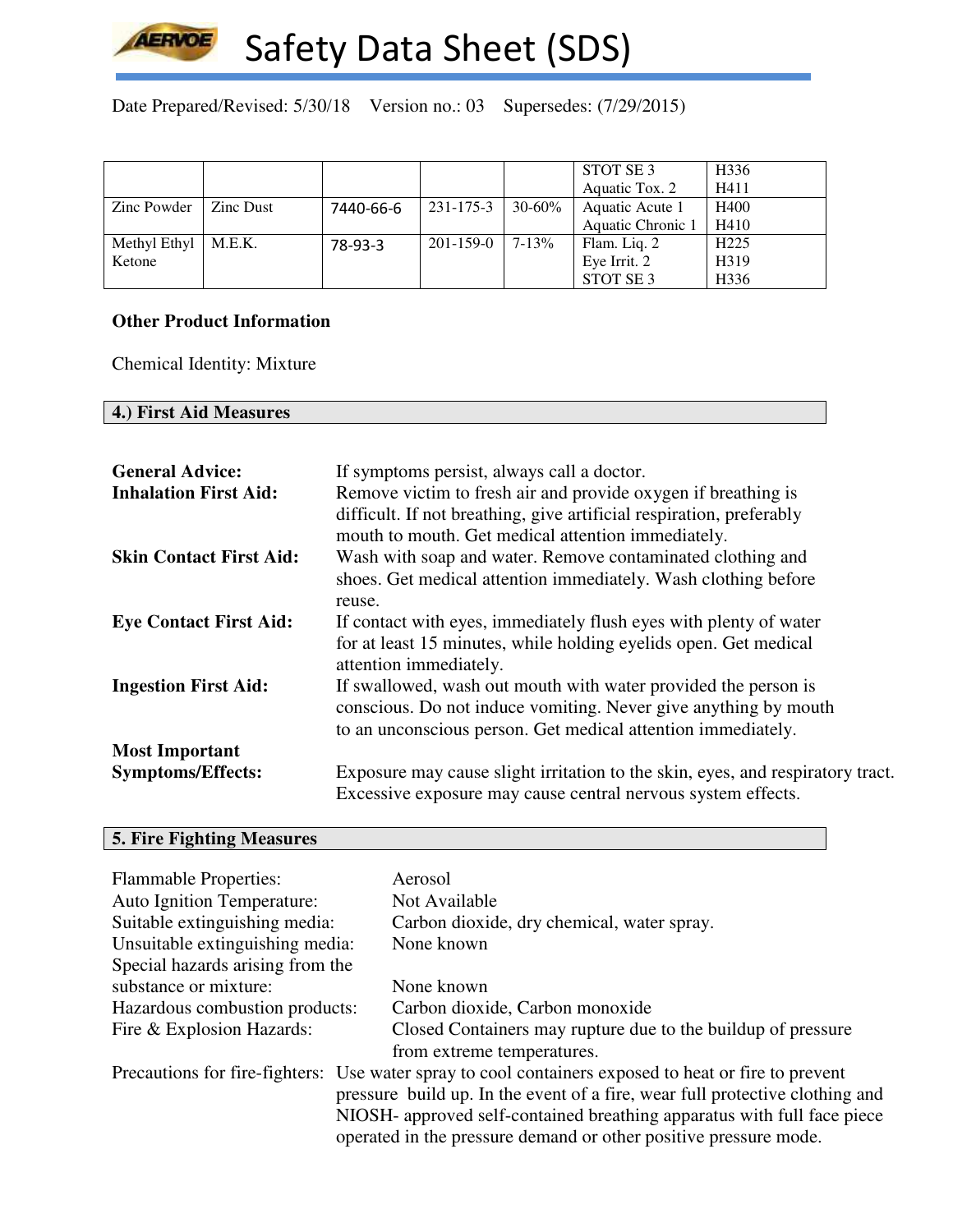Date Prepared/Revised: 5/30/18 Version no.: 03 Supersedes: (7/29/2015)

| | | | | | | |
|---|---|---|---|---|---|---|
| | | | | | STOT SE 3<br>Aquatic Tox. 2 | H336<br>H411 |
| Zinc Powder | Zinc Dust | 7440-66-6 | 231-175-3 | 30-60% | Aquatic Acute 1<br>Aquatic Chronic 1 | H400<br>H410 |
| Methyl Ethyl Ketone | M.E.K. | 78-93-3 | 201-159-0 | 7-13% | Flam. Liq. 2<br>Eye Irrit. 2<br>STOT SE 3 | H225<br>H319<br>H336 |

**Other Product Information**

Chemical Identity: Mixture

## 4.) First Aid Measures

**General Advice:** If symptoms persist, always call a doctor.

**Inhalation First Aid:** Remove victim to fresh air and provide oxygen if breathing is difficult. If not breathing, give artificial respiration, preferably mouth to mouth. Get medical attention immediately.

**Skin Contact First Aid:** Wash with soap and water. Remove contaminated clothing and shoes. Get medical attention immediately. Wash clothing before reuse.

**Eye Contact First Aid:** If contact with eyes, immediately flush eyes with plenty of water for at least 15 minutes, while holding eyelids open. Get medical attention immediately.

**Ingestion First Aid:** If swallowed, wash out mouth with water provided the person is conscious. Do not induce vomiting. Never give anything by mouth to an unconscious person. Get medical attention immediately.

**Most Important Symptoms/Effects:** Exposure may cause slight irritation to the skin, eyes, and respiratory tract. Excessive exposure may cause central nervous system effects.

## 5. Fire Fighting Measures

Flammable Properties: Aerosol

Auto Ignition Temperature: Not Available

Suitable extinguishing media: Carbon dioxide, dry chemical, water spray.

Unsuitable extinguishing media: None known

Special hazards arising from the substance or mixture: None known

Hazardous combustion products: Carbon dioxide, Carbon monoxide

Fire & Explosion Hazards: Closed Containers may rupture due to the buildup of pressure from extreme temperatures.

Precautions for fire-fighters: Use water spray to cool containers exposed to heat or fire to prevent pressure build up. In the event of a fire, wear full protective clothing and NIOSH- approved self-contained breathing apparatus with full face piece operated in the pressure demand or other positive pressure mode.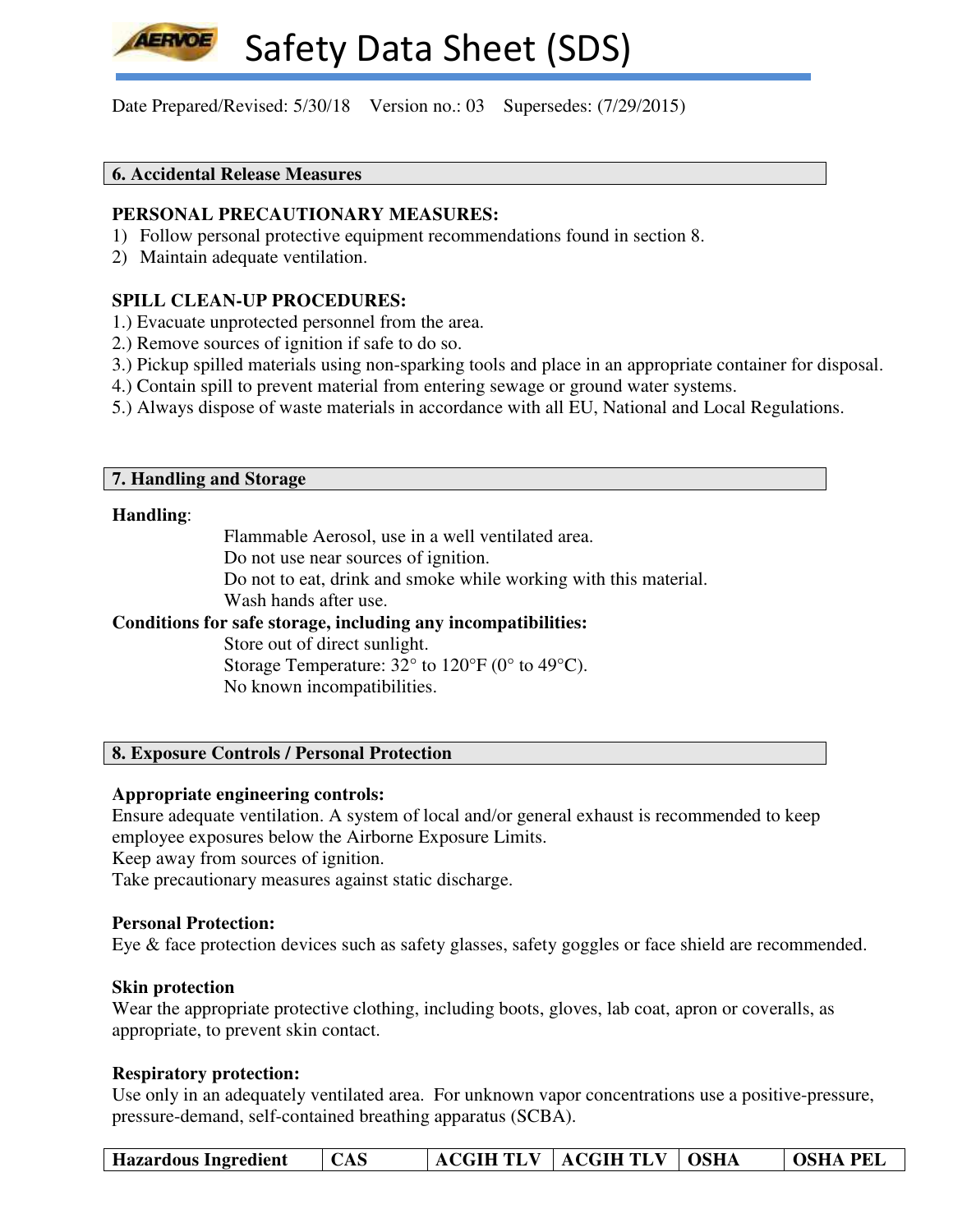# Safety Data Sheet (SDS)

Date Prepared/Revised: 5/30/18 Version no.: 03 Supersedes: (7/29/2015)

## 6. Accidental Release Measures

**PERSONAL PRECAUTIONARY MEASURES:**

1) Follow personal protective equipment recommendations found in section 8.
2) Maintain adequate ventilation.

**SPILL CLEAN-UP PROCEDURES:**

1.) Evacuate unprotected personnel from the area.
2.) Remove sources of ignition if safe to do so.
3.) Pickup spilled materials using non-sparking tools and place in an appropriate container for disposal.
4.) Contain spill to prevent material from entering sewage or ground water systems.
5.) Always dispose of waste materials in accordance with all EU, National and Local Regulations.

## 7. Handling and Storage

**Handling**:

Flammable Aerosol, use in a well ventilated area.
Do not use near sources of ignition.
Do not to eat, drink and smoke while working with this material.
Wash hands after use.

**Conditions for safe storage, including any incompatibilities:**

Store out of direct sunlight.
Storage Temperature: 32° to 120°F (0° to 49°C).
No known incompatibilities.

## 8. Exposure Controls / Personal Protection

**Appropriate engineering controls:**
Ensure adequate ventilation. A system of local and/or general exhaust is recommended to keep employee exposures below the Airborne Exposure Limits.
Keep away from sources of ignition.
Take precautionary measures against static discharge.

**Personal Protection:**
Eye & face protection devices such as safety glasses, safety goggles or face shield are recommended.

**Skin protection**
Wear the appropriate protective clothing, including boots, gloves, lab coat, apron or coveralls, as appropriate, to prevent skin contact.

**Respiratory protection:**
Use only in an adequately ventilated area. For unknown vapor concentrations use a positive-pressure, pressure-demand, self-contained breathing apparatus (SCBA).

| Hazardous Ingredient | CAS | ACGIH TLV | ACGIH TLV | OSHA | OSHA PEL |
|---|---|---|---|---|---|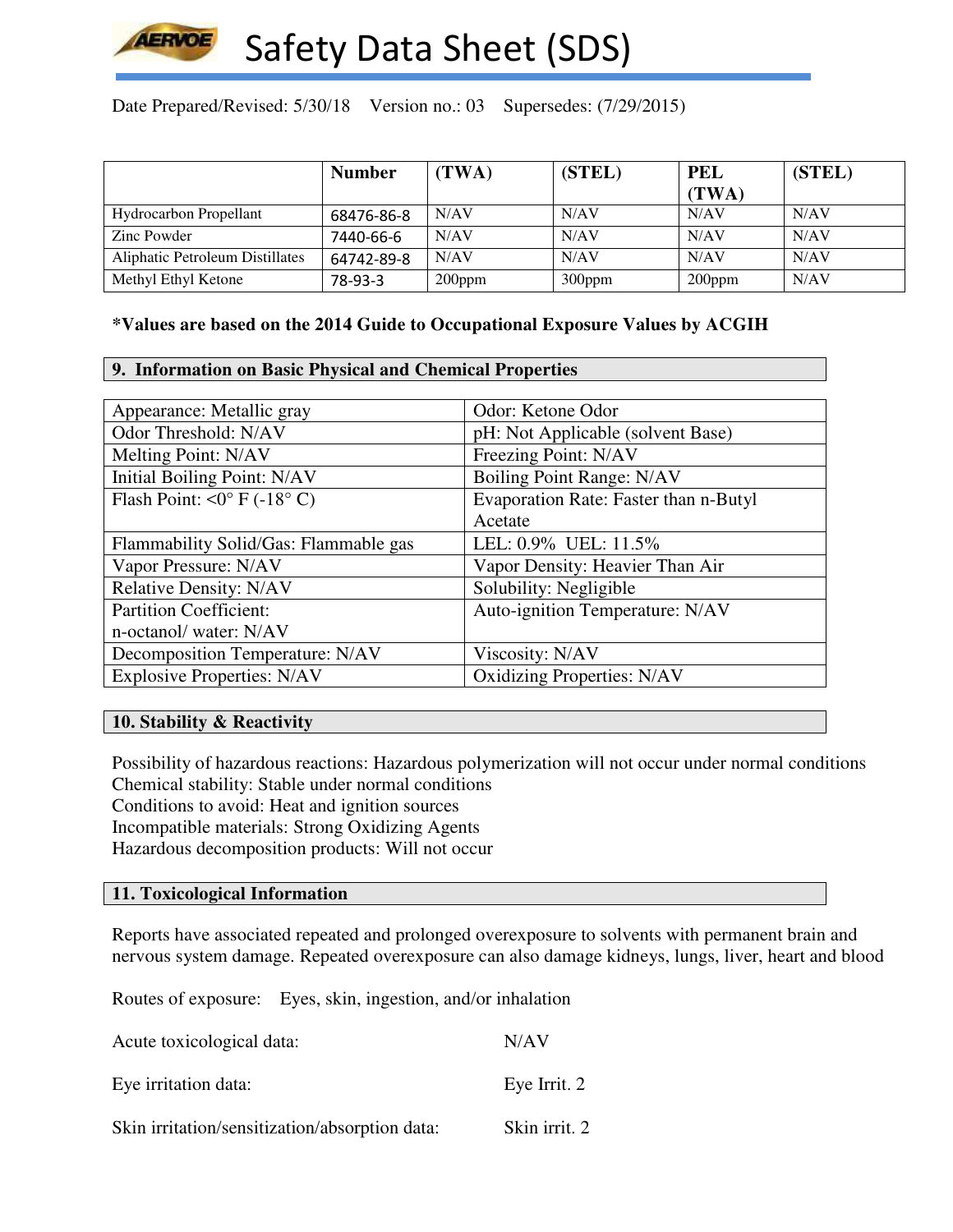# Safety Data Sheet (SDS)

Date Prepared/Revised: 5/30/18 Version no.: 03 Supersedes: (7/29/2015)

| | Number | (TWA) | (STEL) | PEL (TWA) | (STEL) |
|---|---|---|---|---|---|
| Hydrocarbon Propellant | 68476-86-8 | N/AV | N/AV | N/AV | N/AV |
| Zinc Powder | 7440-66-6 | N/AV | N/AV | N/AV | N/AV |
| Aliphatic Petroleum Distillates | 64742-89-8 | N/AV | N/AV | N/AV | N/AV |
| Methyl Ethyl Ketone | 78-93-3 | 200ppm | 300ppm | 200ppm | N/AV |

**\*Values are based on the 2014 Guide to Occupational Exposure Values by ACGIH**

## 9. Information on Basic Physical and Chemical Properties

| | |
|---|---|
| Appearance: Metallic gray | Odor: Ketone Odor |
| Odor Threshold: N/AV | pH: Not Applicable (solvent Base) |
| Melting Point: N/AV | Freezing Point: N/AV |
| Initial Boiling Point: N/AV | Boiling Point Range: N/AV |
| Flash Point: <0° F (-18° C) | Evaporation Rate: Faster than n-Butyl Acetate |
| Flammability Solid/Gas: Flammable gas | LEL: 0.9% UEL: 11.5% |
| Vapor Pressure: N/AV | Vapor Density: Heavier Than Air |
| Relative Density: N/AV | Solubility: Negligible |
| Partition Coefficient: n-octanol/ water: N/AV | Auto-ignition Temperature: N/AV |
| Decomposition Temperature: N/AV | Viscosity: N/AV |
| Explosive Properties: N/AV | Oxidizing Properties: N/AV |

## 10. Stability & Reactivity

Possibility of hazardous reactions: Hazardous polymerization will not occur under normal conditions
Chemical stability: Stable under normal conditions
Conditions to avoid: Heat and ignition sources
Incompatible materials: Strong Oxidizing Agents
Hazardous decomposition products: Will not occur

## 11. Toxicological Information

Reports have associated repeated and prolonged overexposure to solvents with permanent brain and nervous system damage. Repeated overexposure can also damage kidneys, lungs, liver, heart and blood

Routes of exposure: Eyes, skin, ingestion, and/or inhalation

Acute toxicological data: N/AV

Eye irritation data: Eye Irrit. 2

Skin irritation/sensitization/absorption data: Skin irrit. 2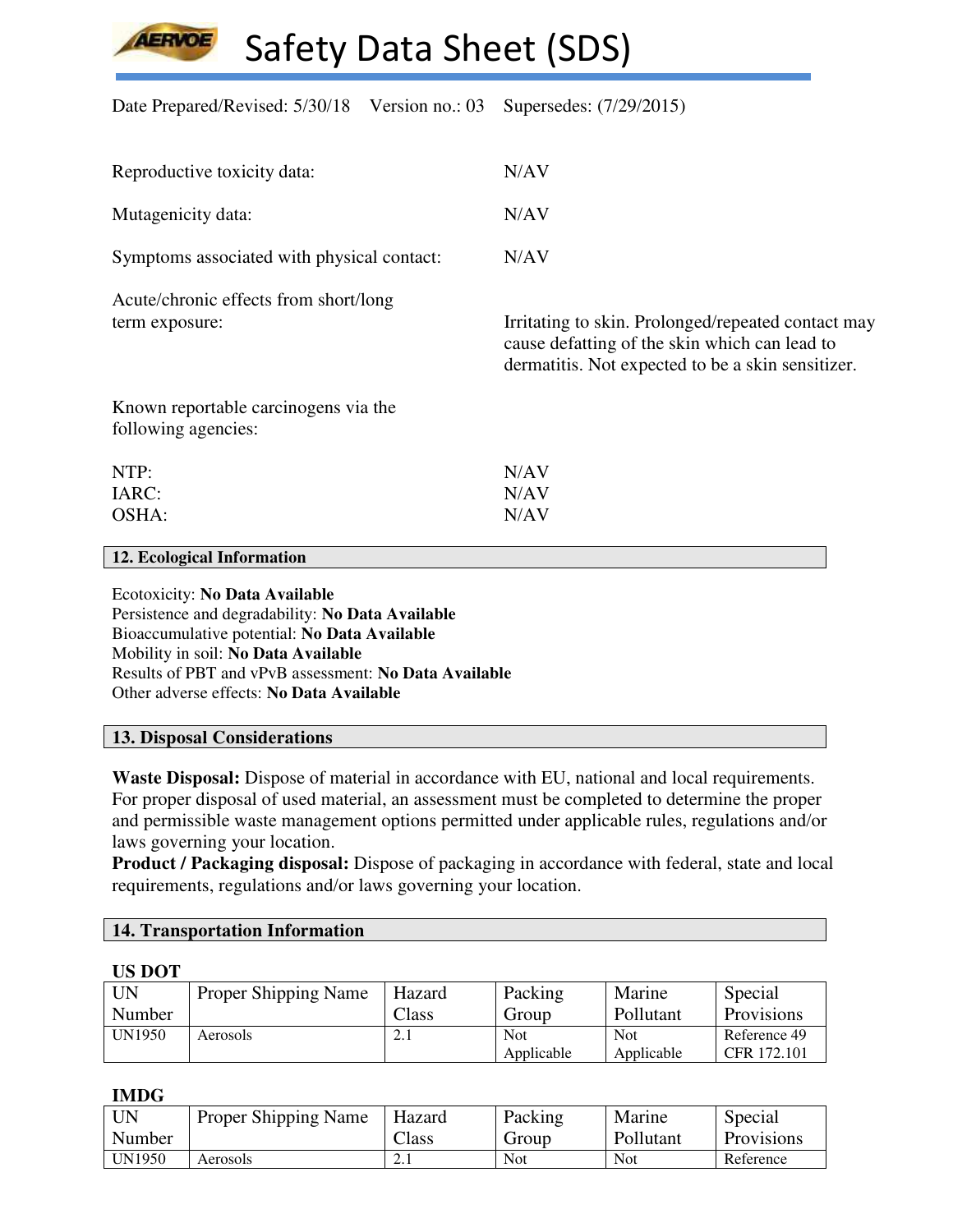Date Prepared/Revised: 5/30/18 Version no.: 03 Supersedes: (7/29/2015)

Reproductive toxicity data: N/AV

Mutagenicity data: N/AV

Symptoms associated with physical contact: N/AV

Acute/chronic effects from short/long term exposure: Irritating to skin. Prolonged/repeated contact may cause defatting of the skin which can lead to dermatitis. Not expected to be a skin sensitizer.

Known reportable carcinogens via the following agencies:

NTP: N/AV
IARC: N/AV
OSHA: N/AV

## 12. Ecological Information

Ecotoxicity: **No Data Available**
Persistence and degradability: **No Data Available**
Bioaccumulative potential: **No Data Available**
Mobility in soil: **No Data Available**
Results of PBT and vPvB assessment: **No Data Available**
Other adverse effects: **No Data Available**

## 13. Disposal Considerations

**Waste Disposal:** Dispose of material in accordance with EU, national and local requirements. For proper disposal of used material, an assessment must be completed to determine the proper and permissible waste management options permitted under applicable rules, regulations and/or laws governing your location.
**Product / Packaging disposal:** Dispose of packaging in accordance with federal, state and local requirements, regulations and/or laws governing your location.

## 14. Transportation Information

**US DOT**

| UN Number | Proper Shipping Name | Hazard Class | Packing Group | Marine Pollutant | Special Provisions |
|---|---|---|---|---|---|
| UN1950 | Aerosols | 2.1 | Not Applicable | Not Applicable | Reference 49 CFR 172.101 |

**IMDG**

| UN Number | Proper Shipping Name | Hazard Class | Packing Group | Marine Pollutant | Special Provisions |
|---|---|---|---|---|---|
| UN1950 | Aerosols | 2.1 | Not | Not | Reference |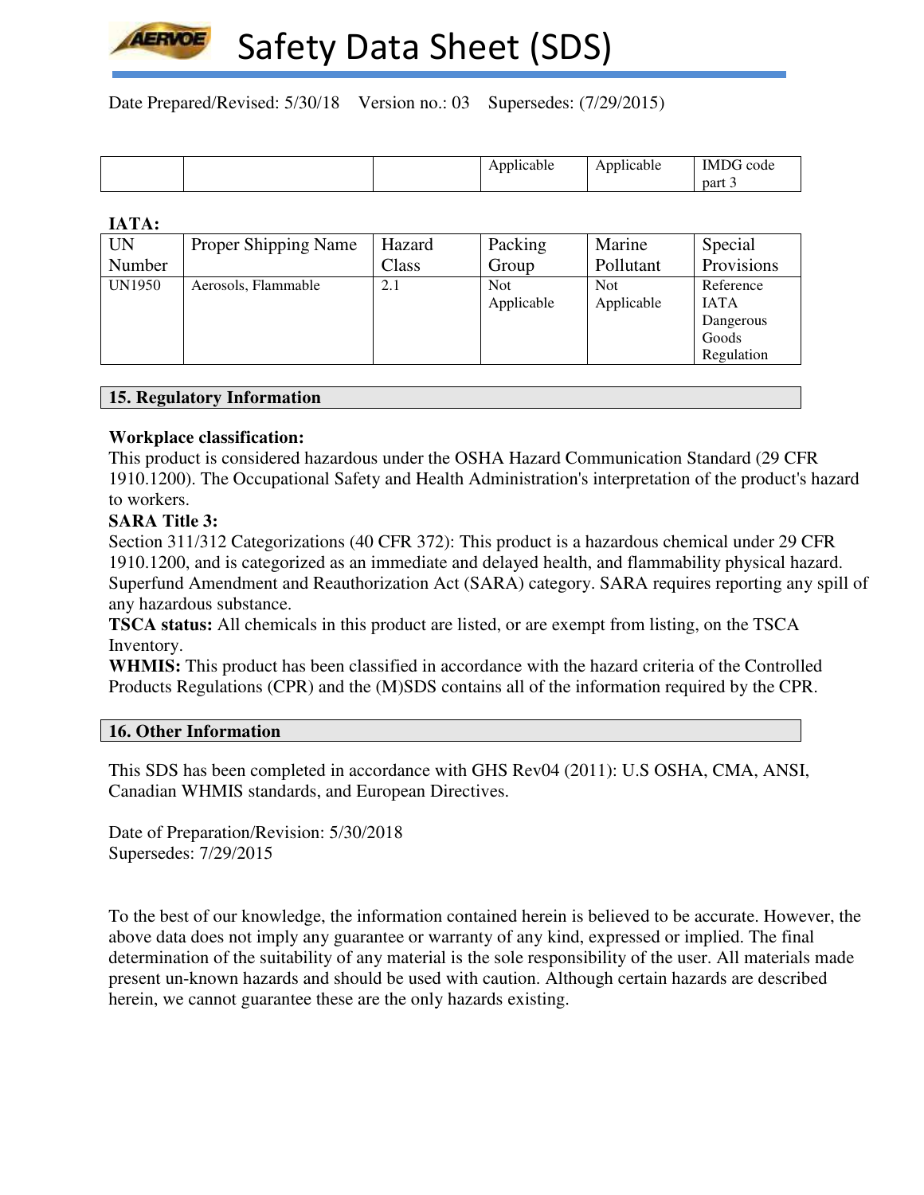| | | | | | |
|---|---|---|---|---|---|
| | | | Applicable | Applicable | IMDG code part 3 |

**IATA:**

| UN Number | Proper Shipping Name | Hazard Class | Packing Group | Marine Pollutant | Special Provisions |
|---|---|---|---|---|---|
| UN1950 | Aerosols, Flammable | 2.1 | Not Applicable | Not Applicable | Reference IATA Dangerous Goods Regulation |

## 15. Regulatory Information

**Workplace classification:**
This product is considered hazardous under the OSHA Hazard Communication Standard (29 CFR 1910.1200). The Occupational Safety and Health Administration's interpretation of the product's hazard to workers.

**SARA Title 3:**
Section 311/312 Categorizations (40 CFR 372): This product is a hazardous chemical under 29 CFR 1910.1200, and is categorized as an immediate and delayed health, and flammability physical hazard. Superfund Amendment and Reauthorization Act (SARA) category. SARA requires reporting any spill of any hazardous substance.

**TSCA status:** All chemicals in this product are listed, or are exempt from listing, on the TSCA Inventory.

**WHMIS:** This product has been classified in accordance with the hazard criteria of the Controlled Products Regulations (CPR) and the (M)SDS contains all of the information required by the CPR.

## 16. Other Information

This SDS has been completed in accordance with GHS Rev04 (2011): U.S OSHA, CMA, ANSI, Canadian WHMIS standards, and European Directives.

Date of Preparation/Revision: 5/30/2018
Supersedes: 7/29/2015

To the best of our knowledge, the information contained herein is believed to be accurate. However, the above data does not imply any guarantee or warranty of any kind, expressed or implied. The final determination of the suitability of any material is the sole responsibility of the user. All materials made present un-known hazards and should be used with caution. Although certain hazards are described herein, we cannot guarantee these are the only hazards existing.